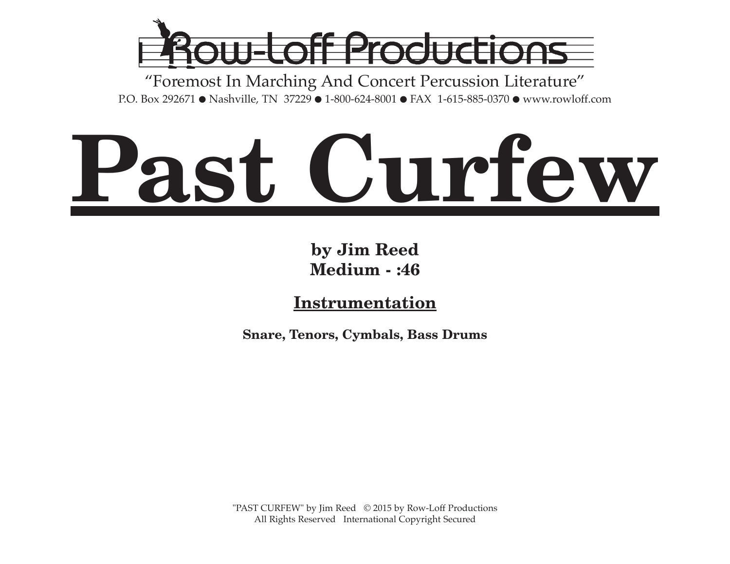Row-Loff Productions

"Foremost In Marching And Concert Percussion Literature"

P.O. Box 292671 ● Nashville, TN 37229 ● 1-800-624-8001 ● FAX 1-615-885-0370 ● www.rowloff.com

# Past Curfew

**by Jim Reed**
**Medium - :46**

## Instrumentation

**Snare, Tenors, Cymbals, Bass Drums**

"PAST CURFEW" by Jim Reed © 2015 by Row-Loff Productions
All Rights Reserved International Copyright Secured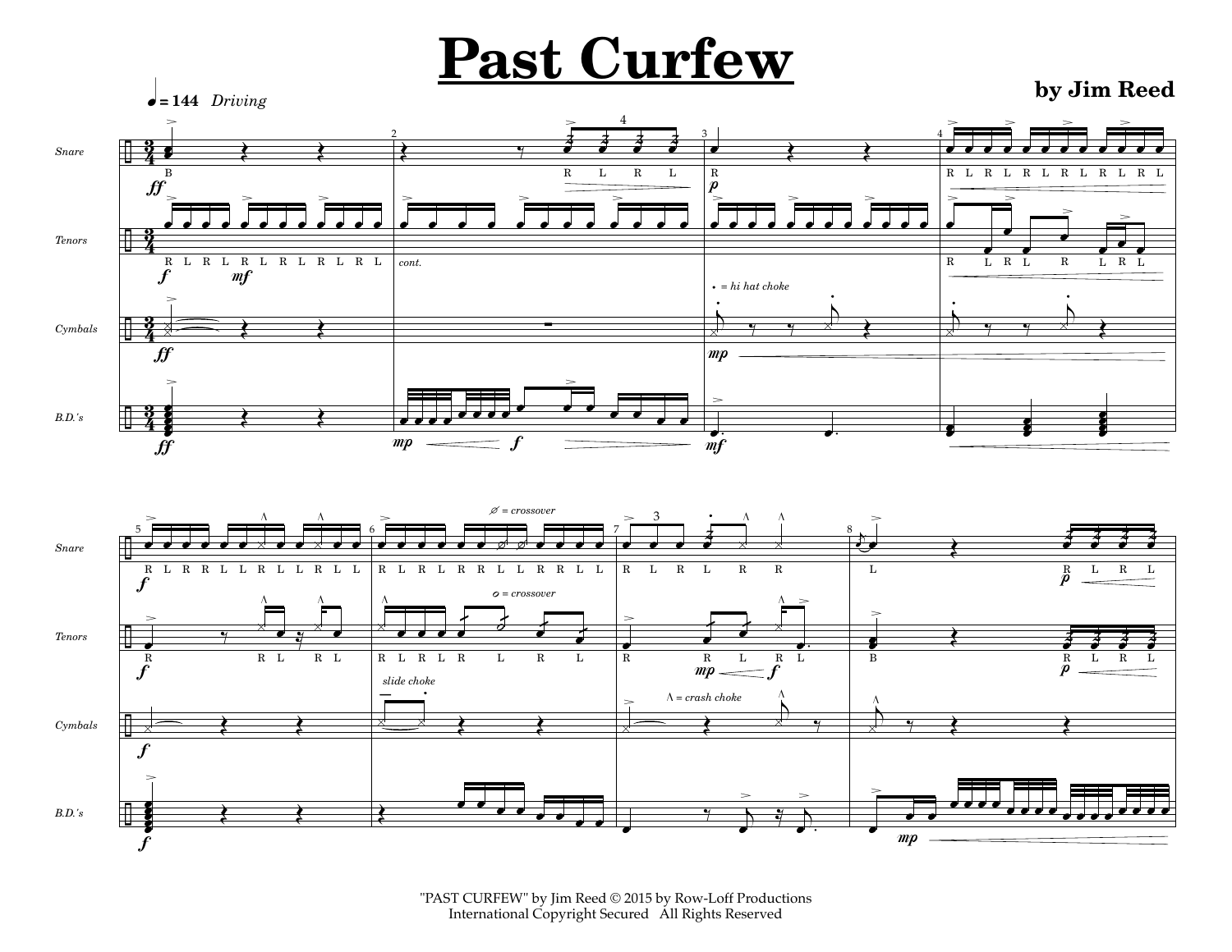# Past Curfew

**by Jim Reed**

"PAST CURFEW" by Jim Reed © 2015 by Row-Loff Productions
International Copyright Secured All Rights Reserved